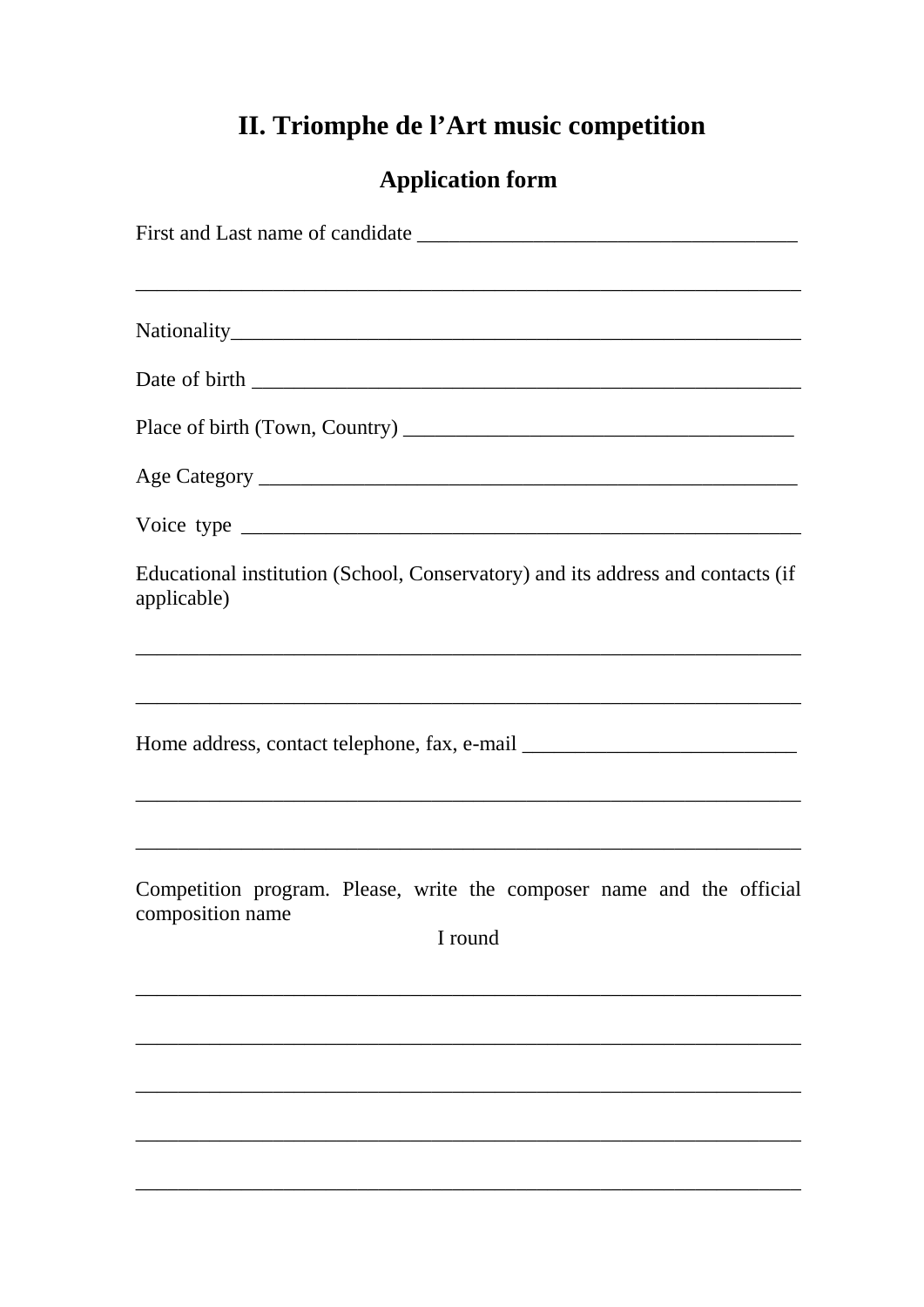# II. Triomphe de l'Art music competition

## Application form

First and Last name of candidate ___________________________________

_______________________________________________________________

Nationality______________________________________________________

Date of birth ____________________________________________________

Place of birth (Town, Country) ____________________________________

Age Category ___________________________________________________

Voice type ______________________________________________________

Educational institution (School, Conservatory) and its address and contacts (if applicable)

_______________________________________________________________

_______________________________________________________________

Home address, contact telephone, fax, e-mail _________________________

_______________________________________________________________

_______________________________________________________________

Competition program. Please, write the composer name and the official composition name

I round

_______________________________________________________________

_______________________________________________________________

_______________________________________________________________

_______________________________________________________________

_______________________________________________________________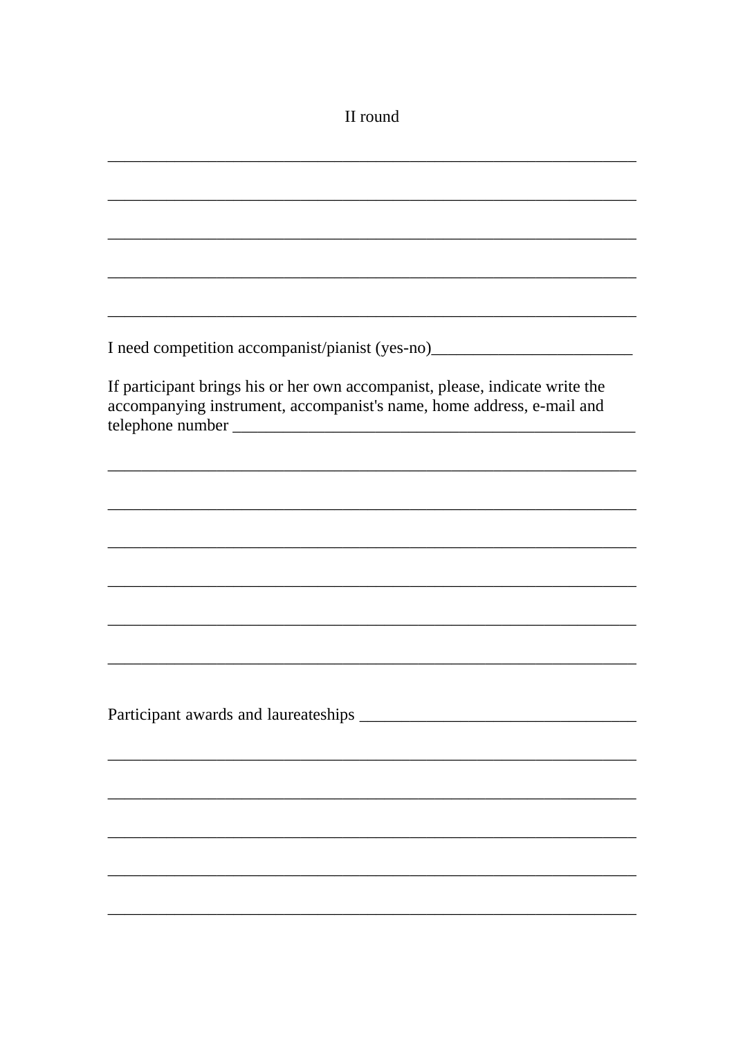II round

\_\_\_\_\_\_\_\_\_\_\_\_\_\_\_\_\_\_\_\_\_\_\_\_\_\_\_\_\_\_\_\_\_\_\_\_\_\_\_\_\_\_\_\_\_\_\_\_\_\_\_\_\_\_\_\_\_\_\_\_\_\_

\_\_\_\_\_\_\_\_\_\_\_\_\_\_\_\_\_\_\_\_\_\_\_\_\_\_\_\_\_\_\_\_\_\_\_\_\_\_\_\_\_\_\_\_\_\_\_\_\_\_\_\_\_\_\_\_\_\_\_\_\_\_

\_\_\_\_\_\_\_\_\_\_\_\_\_\_\_\_\_\_\_\_\_\_\_\_\_\_\_\_\_\_\_\_\_\_\_\_\_\_\_\_\_\_\_\_\_\_\_\_\_\_\_\_\_\_\_\_\_\_\_\_\_\_

\_\_\_\_\_\_\_\_\_\_\_\_\_\_\_\_\_\_\_\_\_\_\_\_\_\_\_\_\_\_\_\_\_\_\_\_\_\_\_\_\_\_\_\_\_\_\_\_\_\_\_\_\_\_\_\_\_\_\_\_\_\_

\_\_\_\_\_\_\_\_\_\_\_\_\_\_\_\_\_\_\_\_\_\_\_\_\_\_\_\_\_\_\_\_\_\_\_\_\_\_\_\_\_\_\_\_\_\_\_\_\_\_\_\_\_\_\_\_\_\_\_\_\_\_

I need competition accompanist/pianist (yes-no)\_\_\_\_\_\_\_\_\_\_\_\_\_\_\_\_\_\_\_\_\_\_\_\_\_

If participant brings his or her own accompanist, please, indicate write the accompanying instrument, accompanist's name, home address, e-mail and telephone number \_\_\_\_\_\_\_\_\_\_\_\_\_\_\_\_\_\_\_\_\_\_\_\_\_\_\_\_\_\_\_\_\_\_\_\_\_\_\_\_\_\_\_\_\_\_\_\_

\_\_\_\_\_\_\_\_\_\_\_\_\_\_\_\_\_\_\_\_\_\_\_\_\_\_\_\_\_\_\_\_\_\_\_\_\_\_\_\_\_\_\_\_\_\_\_\_\_\_\_\_\_\_\_\_\_\_\_\_\_\_

\_\_\_\_\_\_\_\_\_\_\_\_\_\_\_\_\_\_\_\_\_\_\_\_\_\_\_\_\_\_\_\_\_\_\_\_\_\_\_\_\_\_\_\_\_\_\_\_\_\_\_\_\_\_\_\_\_\_\_\_\_\_

\_\_\_\_\_\_\_\_\_\_\_\_\_\_\_\_\_\_\_\_\_\_\_\_\_\_\_\_\_\_\_\_\_\_\_\_\_\_\_\_\_\_\_\_\_\_\_\_\_\_\_\_\_\_\_\_\_\_\_\_\_\_

\_\_\_\_\_\_\_\_\_\_\_\_\_\_\_\_\_\_\_\_\_\_\_\_\_\_\_\_\_\_\_\_\_\_\_\_\_\_\_\_\_\_\_\_\_\_\_\_\_\_\_\_\_\_\_\_\_\_\_\_\_\_

\_\_\_\_\_\_\_\_\_\_\_\_\_\_\_\_\_\_\_\_\_\_\_\_\_\_\_\_\_\_\_\_\_\_\_\_\_\_\_\_\_\_\_\_\_\_\_\_\_\_\_\_\_\_\_\_\_\_\_\_\_\_

\_\_\_\_\_\_\_\_\_\_\_\_\_\_\_\_\_\_\_\_\_\_\_\_\_\_\_\_\_\_\_\_\_\_\_\_\_\_\_\_\_\_\_\_\_\_\_\_\_\_\_\_\_\_\_\_\_\_\_\_\_\_

Participant awards and laureateships \_\_\_\_\_\_\_\_\_\_\_\_\_\_\_\_\_\_\_\_\_\_\_\_\_\_\_\_\_\_\_\_\_

\_\_\_\_\_\_\_\_\_\_\_\_\_\_\_\_\_\_\_\_\_\_\_\_\_\_\_\_\_\_\_\_\_\_\_\_\_\_\_\_\_\_\_\_\_\_\_\_\_\_\_\_\_\_\_\_\_\_\_\_\_\_

\_\_\_\_\_\_\_\_\_\_\_\_\_\_\_\_\_\_\_\_\_\_\_\_\_\_\_\_\_\_\_\_\_\_\_\_\_\_\_\_\_\_\_\_\_\_\_\_\_\_\_\_\_\_\_\_\_\_\_\_\_\_

\_\_\_\_\_\_\_\_\_\_\_\_\_\_\_\_\_\_\_\_\_\_\_\_\_\_\_\_\_\_\_\_\_\_\_\_\_\_\_\_\_\_\_\_\_\_\_\_\_\_\_\_\_\_\_\_\_\_\_\_\_\_

\_\_\_\_\_\_\_\_\_\_\_\_\_\_\_\_\_\_\_\_\_\_\_\_\_\_\_\_\_\_\_\_\_\_\_\_\_\_\_\_\_\_\_\_\_\_\_\_\_\_\_\_\_\_\_\_\_\_\_\_\_\_

\_\_\_\_\_\_\_\_\_\_\_\_\_\_\_\_\_\_\_\_\_\_\_\_\_\_\_\_\_\_\_\_\_\_\_\_\_\_\_\_\_\_\_\_\_\_\_\_\_\_\_\_\_\_\_\_\_\_\_\_\_\_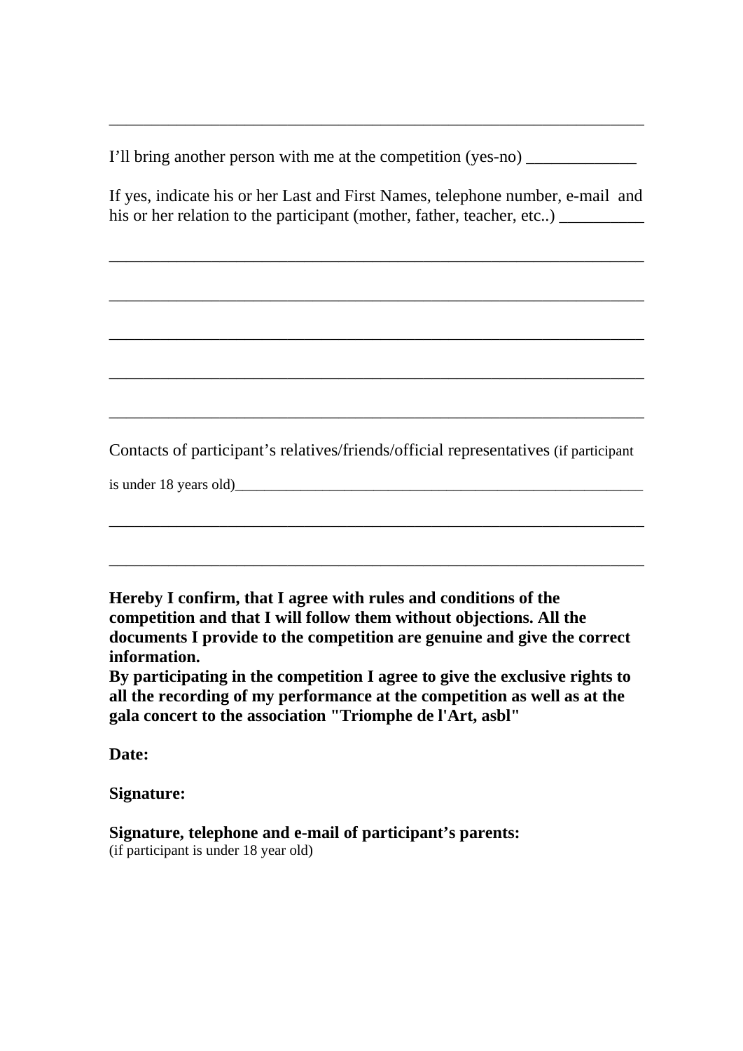_________________________________________________________________

I'll bring another person with me at the competition (yes-no) _____________

If yes, indicate his or her Last and First Names, telephone number, e-mail and his or her relation to the participant (mother, father, teacher, etc..) __________

_________________________________________________________________

_________________________________________________________________

_________________________________________________________________

_________________________________________________________________

_________________________________________________________________

Contacts of participant's relatives/friends/official representatives (if participant is under 18 years old)_________________________________________________________

_________________________________________________________________

_________________________________________________________________

**Hereby I confirm, that I agree with rules and conditions of the competition and that I will follow them without objections. All the documents I provide to the competition are genuine and give the correct information.**
**By participating in the competition I agree to give the exclusive rights to all the recording of my performance at the competition as well as at the gala concert to the association "Triomphe de l'Art, asbl"**

**Date:**

**Signature:**

**Signature, telephone and e-mail of participant's parents:**
(if participant is under 18 year old)